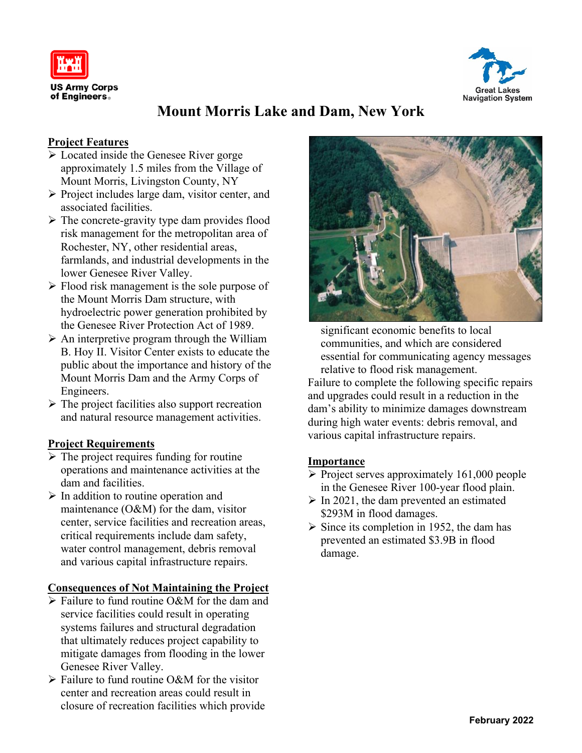US Army Corps of Engineers

Great Lakes Navigation System

# Mount Morris Lake and Dam, New York

## Project Features

- Located inside the Genesee River gorge approximately 1.5 miles from the Village of Mount Morris, Livingston County, NY
- Project includes large dam, visitor center, and associated facilities.
- The concrete-gravity type dam provides flood risk management for the metropolitan area of Rochester, NY, other residential areas, farmlands, and industrial developments in the lower Genesee River Valley.
- Flood risk management is the sole purpose of the Mount Morris Dam structure, with hydroelectric power generation prohibited by the Genesee River Protection Act of 1989.
- An interpretive program through the William B. Hoy II. Visitor Center exists to educate the public about the importance and history of the Mount Morris Dam and the Army Corps of Engineers.
- The project facilities also support recreation and natural resource management activities.

## Project Requirements

- The project requires funding for routine operations and maintenance activities at the dam and facilities.
- In addition to routine operation and maintenance (O&M) for the dam, visitor center, service facilities and recreation areas, critical requirements include dam safety, water control management, debris removal and various capital infrastructure repairs.

## Consequences of Not Maintaining the Project

- Failure to fund routine O&M for the dam and service facilities could result in operating systems failures and structural degradation that ultimately reduces project capability to mitigate damages from flooding in the lower Genesee River Valley.
- Failure to fund routine O&M for the visitor center and recreation areas could result in closure of recreation facilities which provide significant economic benefits to local communities, and which are considered essential for communicating agency messages relative to flood risk management.

Failure to complete the following specific repairs and upgrades could result in a reduction in the dam's ability to minimize damages downstream during high water events: debris removal, and various capital infrastructure repairs.

## Importance

- Project serves approximately 161,000 people in the Genesee River 100-year flood plain.
- In 2021, the dam prevented an estimated $293M in flood damages.
- Since its completion in 1952, the dam has prevented an estimated $3.9B in flood damage.

February 2022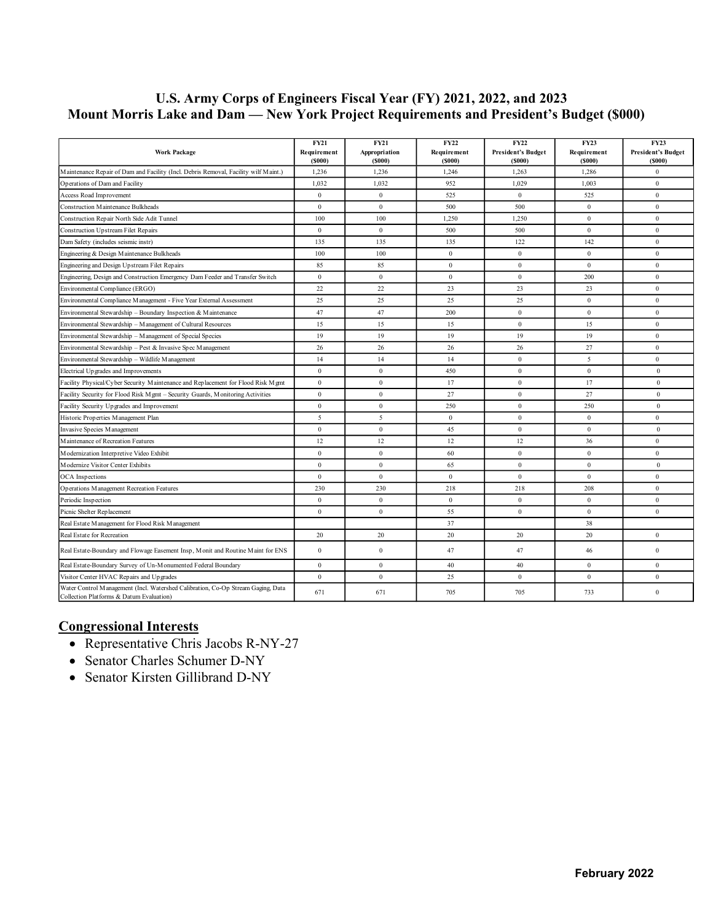## U.S. Army Corps of Engineers Fiscal Year (FY) 2021, 2022, and 2023
## Mount Morris Lake and Dam — New York Project Requirements and President's Budget ($000)

| Work Package | FY21 Requirement ($000) | FY21 Appropriation ($000) | FY22 Requirement ($000) | FY22 President's Budget ($000) | FY23 Requirement ($000) | FY23 President's Budget ($000) |
|---|---|---|---|---|---|---|
| Maintenance Repair of Dam and Facility (Incl. Debris Removal, Facility wilf Maint.) | 1,236 | 1,236 | 1,246 | 1,263 | 1,286 | 0 |
| Operations of Dam and Facility | 1,032 | 1,032 | 952 | 1,029 | 1,003 | 0 |
| Access Road Improvement | 0 | 0 | 525 | 0 | 525 | 0 |
| Construction Maintenance Bulkheads | 0 | 0 | 500 | 500 | 0 | 0 |
| Construction Repair North Side Adit Tunnel | 100 | 100 | 1,250 | 1,250 | 0 | 0 |
| Construction Upstream Filet Repairs | 0 | 0 | 500 | 500 | 0 | 0 |
| Dam Safety (includes seismic instr) | 135 | 135 | 135 | 122 | 142 | 0 |
| Engineering & Design Maintenance Bulkheads | 100 | 100 | 0 | 0 | 0 | 0 |
| Engineering and Design Upstream Filet Repairs | 85 | 85 | 0 | 0 | 0 | 0 |
| Engineering, Design and Construction Emergency Dam Feeder and Transfer Switch | 0 | 0 | 0 | 0 | 200 | 0 |
| Environmental Compliance (ERGO) | 22 | 22 | 23 | 23 | 23 | 0 |
| Environmental Compliance Management - Five Year External Assessment | 25 | 25 | 25 | 25 | 0 | 0 |
| Environmental Stewardship – Boundary Inspection & Maintenance | 47 | 47 | 200 | 0 | 0 | 0 |
| Environmental Stewardship – Management of Cultural Resources | 15 | 15 | 15 | 0 | 15 | 0 |
| Environmental Stewardship – Management of Special Species | 19 | 19 | 19 | 19 | 19 | 0 |
| Environmental Stewardship – Pest & Invasive Spec Management | 26 | 26 | 26 | 26 | 27 | 0 |
| Environmental Stewardship – Wildlife Management | 14 | 14 | 14 | 0 | 5 | 0 |
| Electrical Upgrades and Improvements | 0 | 0 | 450 | 0 | 0 | 0 |
| Facility Physical/Cyber Security Maintenance and Replacement for Flood Risk Mgmt | 0 | 0 | 17 | 0 | 17 | 0 |
| Facility Security for Flood Risk Mgmt – Security Guards, Monitoring Activities | 0 | 0 | 27 | 0 | 27 | 0 |
| Facility Security Upgrades and Improvement | 0 | 0 | 250 | 0 | 250 | 0 |
| Historic Properties Management Plan | 5 | 5 | 0 | 0 | 0 | 0 |
| Invasive Species Management | 0 | 0 | 45 | 0 | 0 | 0 |
| Maintenance of Recreation Features | 12 | 12 | 12 | 12 | 36 | 0 |
| Modernization Interpretive Video Exhibit | 0 | 0 | 60 | 0 | 0 | 0 |
| Modernize Visitor Center Exhibits | 0 | 0 | 65 | 0 | 0 | 0 |
| OCA Inspections | 0 | 0 | 0 | 0 | 0 | 0 |
| Operations Management Recreation Features | 230 | 230 | 218 | 218 | 208 | 0 |
| Periodic Inspection | 0 | 0 | 0 | 0 | 0 | 0 |
| Picnic Shelter Replacement | 0 | 0 | 55 | 0 | 0 | 0 |
| Real Estate Management for Flood Risk Management | | | 37 | | 38 | |
| Real Estate for Recreation | 20 | 20 | 20 | 20 | 20 | 0 |
| Real Estate-Boundary and Flowage Easement Insp, Monit and Routine Maint for ENS | 0 | 0 | 47 | 47 | 46 | 0 |
| Real Estate-Boundary Survey of Un-Monumented Federal Boundary | 0 | 0 | 40 | 40 | 0 | 0 |
| Visitor Center HVAC Repairs and Upgrades | 0 | 0 | 25 | 0 | 0 | 0 |
| Water Control Management (Incl. Watershed Calibration, Co-Op Stream Gaging, Data Collection Platforms & Datum Evaluation) | 671 | 671 | 705 | 705 | 733 | 0 |

## Congressional Interests

- Representative Chris Jacobs R-NY-27
- Senator Charles Schumer D-NY
- Senator Kirsten Gillibrand D-NY

February 2022